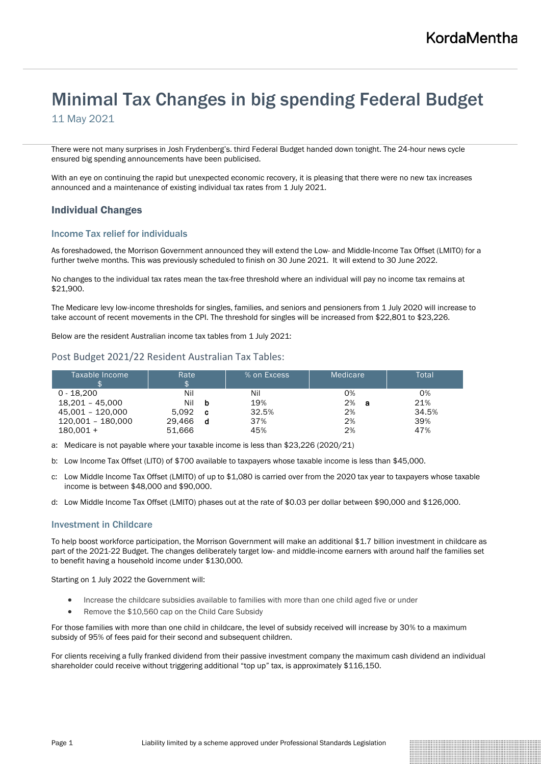# Minimal Tax Changes in big spending Federal Budget

11 May 2021

There were not many surprises in Josh Frydenberg's. third Federal Budget handed down tonight. The 24-hour news cycle ensured big spending announcements have been publicised.

With an eye on continuing the rapid but unexpected economic recovery, it is pleasing that there were no new tax increases announced and a maintenance of existing individual tax rates from 1 July 2021.

## Individual Changes

### Income Tax relief for individuals

As foreshadowed, the Morrison Government announced they will extend the Low- and Middle-Income Tax Offset (LMITO) for a further twelve months. This was previously scheduled to finish on 30 June 2021. It will extend to 30 June 2022.

No changes to the individual tax rates mean the tax-free threshold where an individual will pay no income tax remains at $21,900.

The Medicare levy low-income thresholds for singles, families, and seniors and pensioners from 1 July 2020 will increase to take account of recent movements in the CPI. The threshold for singles will be increased from $22,801 to $23,226.

Below are the resident Australian income tax tables from 1 July 2021:

### Post Budget 2021/22 Resident Australian Tax Tables:

| Taxable Income $ | Rate $ | % on Excess | Medicare | Total |
|---|---|---|---|---|
| 0 - 18,200 | Nil | Nil | 0% | 0% |
| 18,201 – 45,000 | Nil **b** | 19% | 2% **a** | 21% |
| 45,001 – 120,000 | 5,092 **c** | 32.5% | 2% | 34.5% |
| 120,001 – 180,000 | 29,466 **d** | 37% | 2% | 39% |
| 180,001 + | 51,666 | 45% | 2% | 47% |

a: Medicare is not payable where your taxable income is less than $23,226 (2020/21)

b: Low Income Tax Offset (LITO) of $700 available to taxpayers whose taxable income is less than $45,000.

c: Low Middle Income Tax Offset (LMITO) of up to $1,080 is carried over from the 2020 tax year to taxpayers whose taxable income is between $48,000 and $90,000.

d: Low Middle Income Tax Offset (LMITO) phases out at the rate of $0.03 per dollar between $90,000 and $126,000.

### Investment in Childcare

To help boost workforce participation, the Morrison Government will make an additional $1.7 billion investment in childcare as part of the 2021-22 Budget. The changes deliberately target low- and middle-income earners with around half the families set to benefit having a household income under $130,000.

Starting on 1 July 2022 the Government will:

- Increase the childcare subsidies available to families with more than one child aged five or under
- Remove the $10,560 cap on the Child Care Subsidy

For those families with more than one child in childcare, the level of subsidy received will increase by 30% to a maximum subsidy of 95% of fees paid for their second and subsequent children.

For clients receiving a fully franked dividend from their passive investment company the maximum cash dividend an individual shareholder could receive without triggering additional "top up" tax, is approximately $116,150.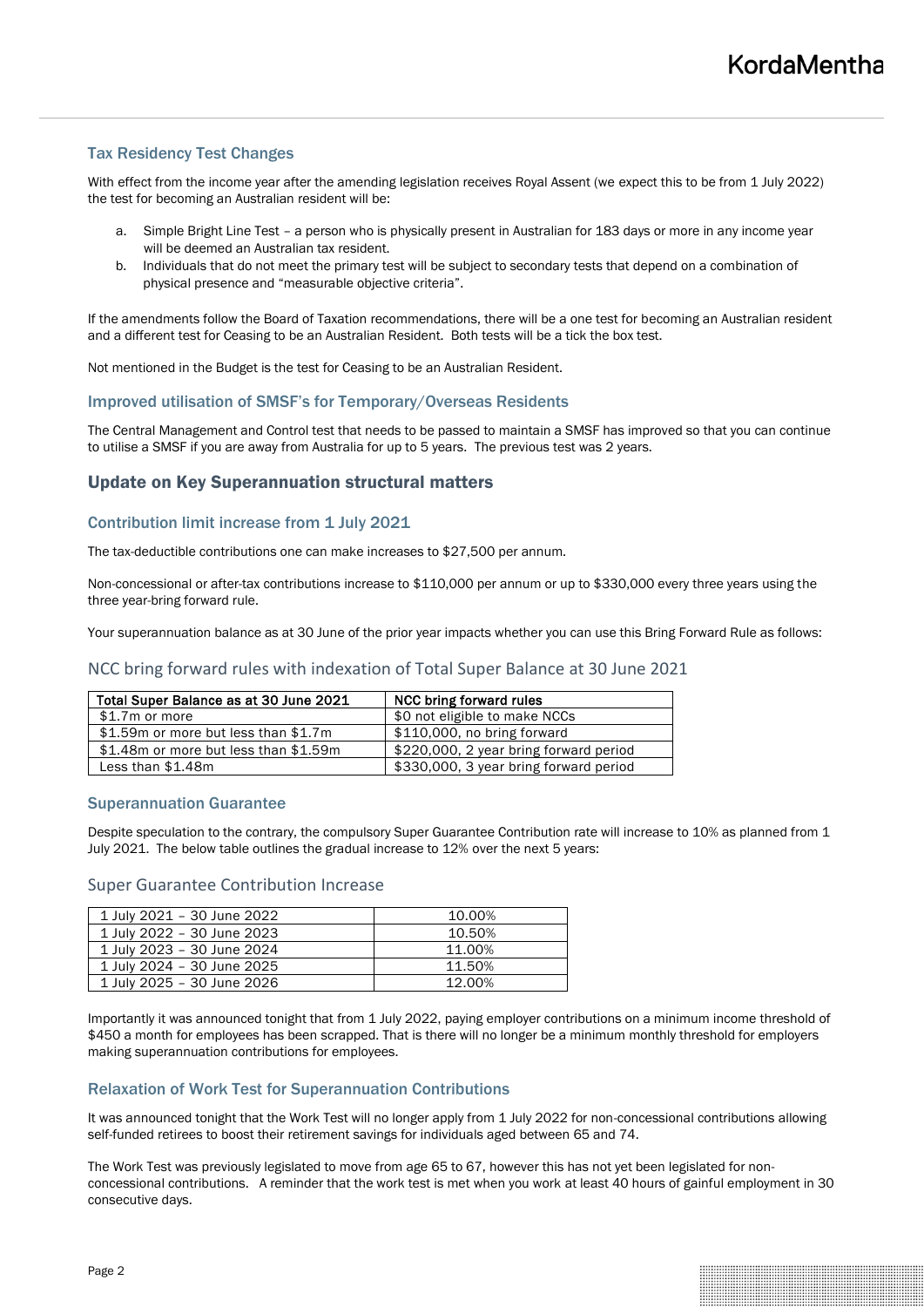### Tax Residency Test Changes

With effect from the income year after the amending legislation receives Royal Assent (we expect this to be from 1 July 2022) the test for becoming an Australian resident will be:

a. Simple Bright Line Test – a person who is physically present in Australian for 183 days or more in any income year will be deemed an Australian tax resident.
b. Individuals that do not meet the primary test will be subject to secondary tests that depend on a combination of physical presence and "measurable objective criteria".

If the amendments follow the Board of Taxation recommendations, there will be a one test for becoming an Australian resident and a different test for Ceasing to be an Australian Resident. Both tests will be a tick the box test.

Not mentioned in the Budget is the test for Ceasing to be an Australian Resident.

### Improved utilisation of SMSF's for Temporary/Overseas Residents

The Central Management and Control test that needs to be passed to maintain a SMSF has improved so that you can continue to utilise a SMSF if you are away from Australia for up to 5 years. The previous test was 2 years.

## Update on Key Superannuation structural matters

### Contribution limit increase from 1 July 2021

The tax-deductible contributions one can make increases to $27,500 per annum.

Non-concessional or after-tax contributions increase to $110,000 per annum or up to $330,000 every three years using the three year-bring forward rule.

Your superannuation balance as at 30 June of the prior year impacts whether you can use this Bring Forward Rule as follows:

### NCC bring forward rules with indexation of Total Super Balance at 30 June 2021

| Total Super Balance as at 30 June 2021 | NCC bring forward rules |
|---|---|
| $1.7m or more | $0 not eligible to make NCCs |
| $1.59m or more but less than $1.7m | $110,000, no bring forward |
| $1.48m or more but less than $1.59m | $220,000, 2 year bring forward period |
| Less than $1.48m | $330,000, 3 year bring forward period |

### Superannuation Guarantee

Despite speculation to the contrary, the compulsory Super Guarantee Contribution rate will increase to 10% as planned from 1 July 2021. The below table outlines the gradual increase to 12% over the next 5 years:

### Super Guarantee Contribution Increase

| Period | Rate |
|---|---|
| 1 July 2021 – 30 June 2022 | 10.00% |
| 1 July 2022 – 30 June 2023 | 10.50% |
| 1 July 2023 – 30 June 2024 | 11.00% |
| 1 July 2024 – 30 June 2025 | 11.50% |
| 1 July 2025 – 30 June 2026 | 12.00% |

Importantly it was announced tonight that from 1 July 2022, paying employer contributions on a minimum income threshold of $450 a month for employees has been scrapped. That is there will no longer be a minimum monthly threshold for employers making superannuation contributions for employees.

### Relaxation of Work Test for Superannuation Contributions

It was announced tonight that the Work Test will no longer apply from 1 July 2022 for non-concessional contributions allowing self-funded retirees to boost their retirement savings for individuals aged between 65 and 74.

The Work Test was previously legislated to move from age 65 to 67, however this has not yet been legislated for non-concessional contributions. A reminder that the work test is met when you work at least 40 hours of gainful employment in 30 consecutive days.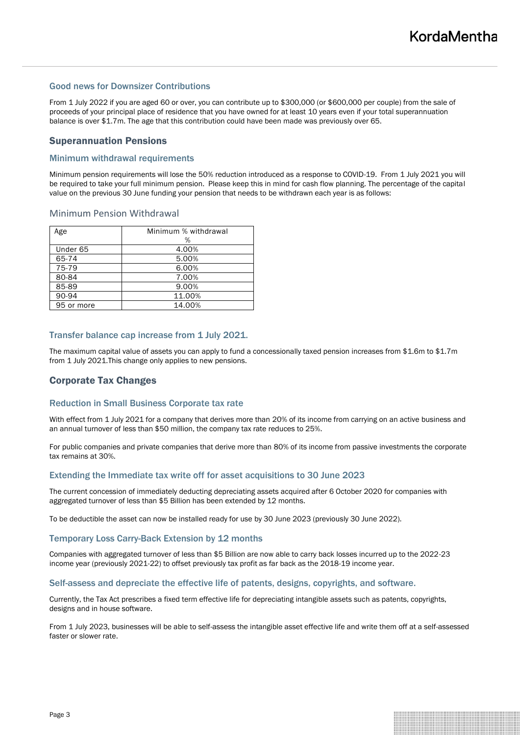### Good news for Downsizer Contributions

From 1 July 2022 if you are aged 60 or over, you can contribute up to $300,000 (or $600,000 per couple) from the sale of proceeds of your principal place of residence that you have owned for at least 10 years even if your total superannuation balance is over $1.7m. The age that this contribution could have been made was previously over 65.

## Superannuation Pensions

### Minimum withdrawal requirements

Minimum pension requirements will lose the 50% reduction introduced as a response to COVID-19. From 1 July 2021 you will be required to take your full minimum pension. Please keep this in mind for cash flow planning. The percentage of the capital value on the previous 30 June funding your pension that needs to be withdrawn each year is as follows:

### Minimum Pension Withdrawal

| Age | Minimum % withdrawal % |
| --- | --- |
| Under 65 | 4.00% |
| 65-74 | 5.00% |
| 75-79 | 6.00% |
| 80-84 | 7.00% |
| 85-89 | 9.00% |
| 90-94 | 11.00% |
| 95 or more | 14.00% |

### Transfer balance cap increase from 1 July 2021.

The maximum capital value of assets you can apply to fund a concessionally taxed pension increases from $1.6m to $1.7m from 1 July 2021.This change only applies to new pensions.

## Corporate Tax Changes

### Reduction in Small Business Corporate tax rate

With effect from 1 July 2021 for a company that derives more than 20% of its income from carrying on an active business and an annual turnover of less than $50 million, the company tax rate reduces to 25%.

For public companies and private companies that derive more than 80% of its income from passive investments the corporate tax remains at 30%.

### Extending the Immediate tax write off for asset acquisitions to 30 June 2023

The current concession of immediately deducting depreciating assets acquired after 6 October 2020 for companies with aggregated turnover of less than $5 Billion has been extended by 12 months.

To be deductible the asset can now be installed ready for use by 30 June 2023 (previously 30 June 2022).

### Temporary Loss Carry-Back Extension by 12 months

Companies with aggregated turnover of less than $5 Billion are now able to carry back losses incurred up to the 2022-23 income year (previously 2021-22) to offset previously tax profit as far back as the 2018-19 income year.

### Self-assess and depreciate the effective life of patents, designs, copyrights, and software.

Currently, the Tax Act prescribes a fixed term effective life for depreciating intangible assets such as patents, copyrights, designs and in house software.

From 1 July 2023, businesses will be able to self-assess the intangible asset effective life and write them off at a self-assessed faster or slower rate.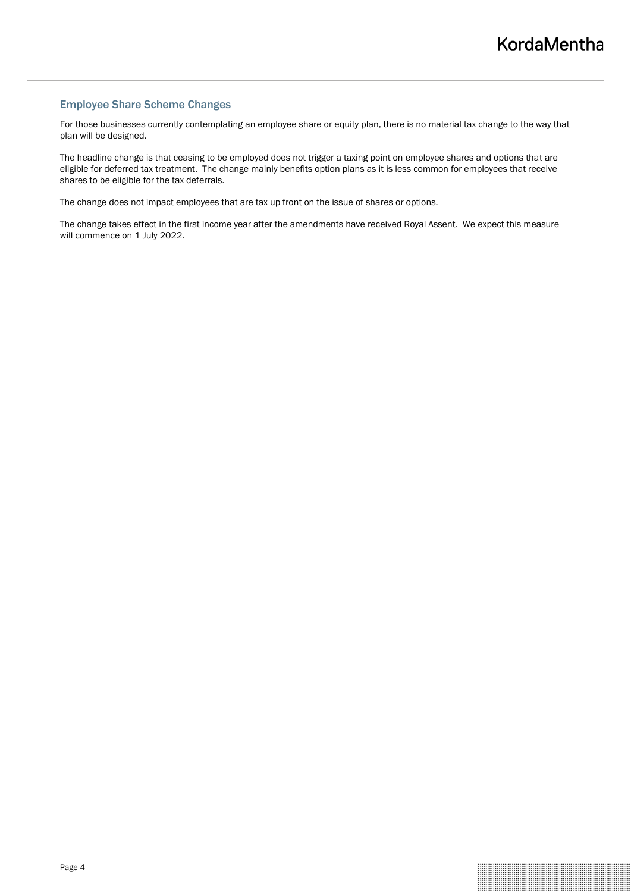## Employee Share Scheme Changes

For those businesses currently contemplating an employee share or equity plan, there is no material tax change to the way that plan will be designed.

The headline change is that ceasing to be employed does not trigger a taxing point on employee shares and options that are eligible for deferred tax treatment. The change mainly benefits option plans as it is less common for employees that receive shares to be eligible for the tax deferrals.

The change does not impact employees that are tax up front on the issue of shares or options.

The change takes effect in the first income year after the amendments have received Royal Assent. We expect this measure will commence on 1 July 2022.